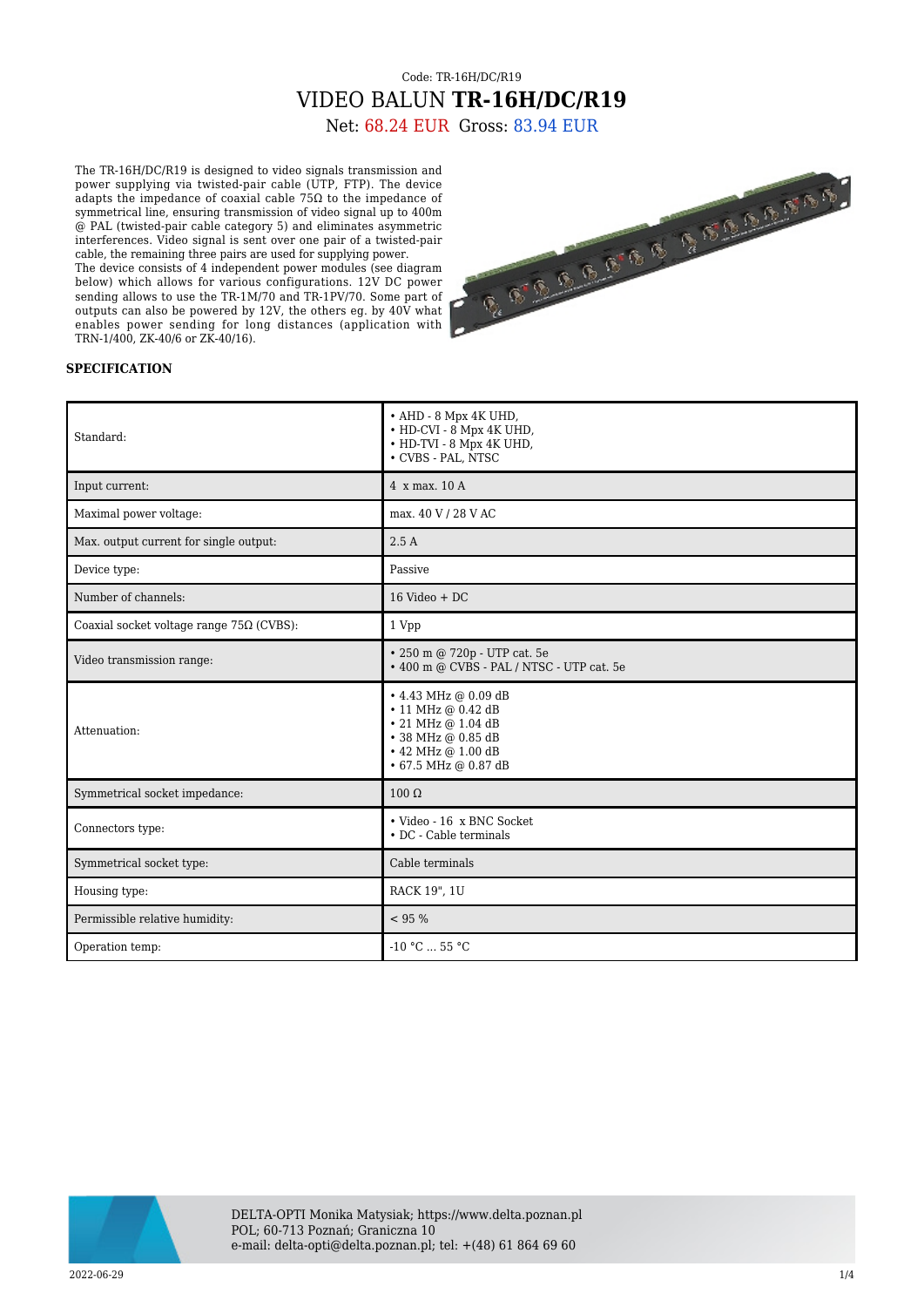Code: TR-16H/DC/R19

# VIDEO BALUN **TR-16H/DC/R19**

Net: 68.24 EUR Gross: 83.94 EUR

The TR-16H/DC/R19 is designed to video signals transmission and power supplying via twisted-pair cable (UTP, FTP). The device adapts the impedance of coaxial cable 75Ω to the impedance of symmetrical line, ensuring transmission of video signal up to 400m @ PAL (twisted-pair cable category 5) and eliminates asymmetric interferences. Video signal is sent over one pair of a twisted-pair cable, the remaining three pairs are used for supplying power.
The device consists of 4 independent power modules (see diagram below) which allows for various configurations. 12V DC power sending allows to use the TR-1M/70 and TR-1PV/70. Some part of outputs can also be powered by 12V, the others eg. by 40V what enables power sending for long distances (application with TRN-1/400, ZK-40/6 or ZK-40/16).

**SPECIFICATION**

| | |
|---|---|
| Standard: | • AHD - 8 Mpx 4K UHD,<br>• HD-CVI - 8 Mpx 4K UHD,<br>• HD-TVI - 8 Mpx 4K UHD,<br>• CVBS - PAL, NTSC |
| Input current: | 4 x max. 10 A |
| Maximal power voltage: | max. 40 V / 28 V AC |
| Max. output current for single output: | 2.5 A |
| Device type: | Passive |
| Number of channels: | 16 Video + DC |
| Coaxial socket voltage range 75Ω (CVBS): | 1 Vpp |
| Video transmission range: | • 250 m @ 720p - UTP cat. 5e<br>• 400 m @ CVBS - PAL / NTSC - UTP cat. 5e |
| Attenuation: | • 4.43 MHz @ 0.09 dB<br>• 11 MHz @ 0.42 dB<br>• 21 MHz @ 1.04 dB<br>• 38 MHz @ 0.85 dB<br>• 42 MHz @ 1.00 dB<br>• 67.5 MHz @ 0.87 dB |
| Symmetrical socket impedance: | 100 Ω |
| Connectors type: | • Video - 16 x BNC Socket<br>• DC - Cable terminals |
| Symmetrical socket type: | Cable terminals |
| Housing type: | RACK 19", 1U |
| Permissible relative humidity: | < 95 % |
| Operation temp: | -10 °C ... 55 °C |

DELTA-OPTI Monika Matysiak; https://www.delta.poznan.pl
POL; 60-713 Poznań; Graniczna 10
e-mail: delta-opti@delta.poznan.pl; tel: +(48) 61 864 69 60

2022-06-29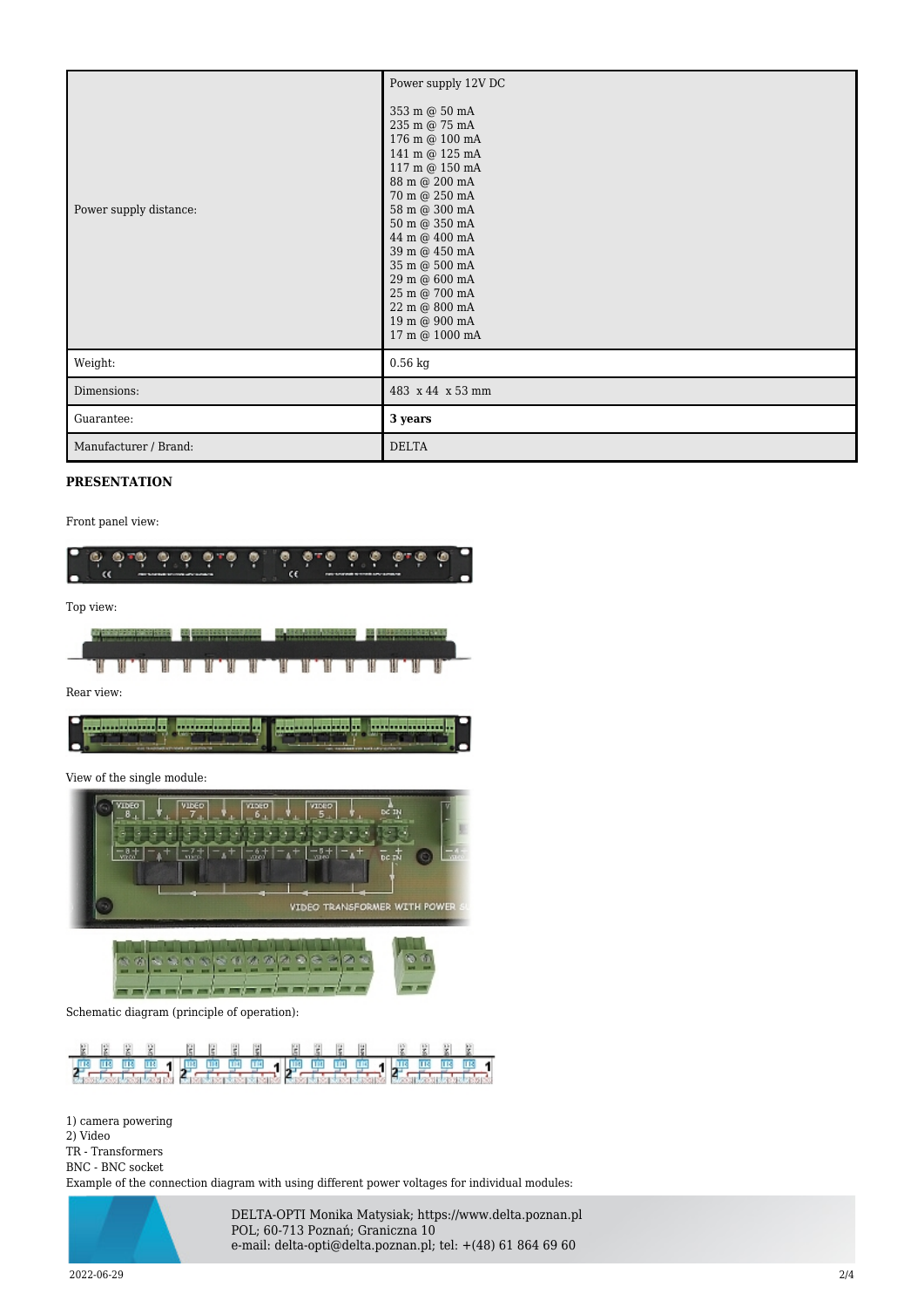| | |
|---|---|
| Power supply distance: | Power supply 12V DC<br><br>353 m @ 50 mA<br>235 m @ 75 mA<br>176 m @ 100 mA<br>141 m @ 125 mA<br>117 m @ 150 mA<br>88 m @ 200 mA<br>70 m @ 250 mA<br>58 m @ 300 mA<br>50 m @ 350 mA<br>44 m @ 400 mA<br>39 m @ 450 mA<br>35 m @ 500 mA<br>29 m @ 600 mA<br>25 m @ 700 mA<br>22 m @ 800 mA<br>19 m @ 900 mA<br>17 m @ 1000 mA |
| Weight: | 0.56 kg |
| Dimensions: | 483 x 44 x 53 mm |
| Guarantee: | **3 years** |
| Manufacturer / Brand: | DELTA |

**PRESENTATION**

Front panel view:

Top view:

Rear view:

View of the single module:

Schematic diagram (principle of operation):

1) camera powering
2) Video
TR - Transformers
BNC - BNC socket
Example of the connection diagram with using different power voltages for individual modules:

DELTA-OPTI Monika Matysiak; https://www.delta.poznan.pl
POL; 60-713 Poznań; Graniczna 10
e-mail: delta-opti@delta.poznan.pl; tel: +(48) 61 864 69 60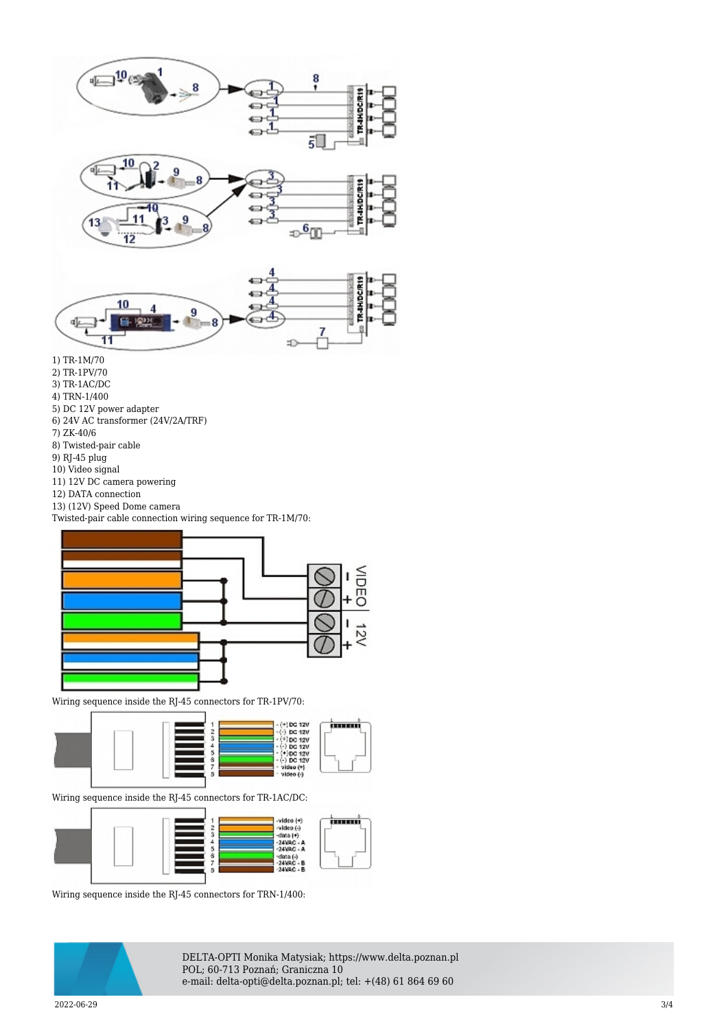1) TR-1M/70
2) TR-1PV/70
3) TR-1AC/DC
4) TRN-1/400
5) DC 12V power adapter
6) 24V AC transformer (24V/2A/TRF)
7) ZK-40/6
8) Twisted-pair cable
9) RJ-45 plug
10) Video signal
11) 12V DC camera powering
12) DATA connection
13) (12V) Speed Dome camera

Twisted-pair cable connection wiring sequence for TR-1M/70:

Wiring sequence inside the RJ-45 connectors for TR-1PV/70:

Wiring sequence inside the RJ-45 connectors for TR-1AC/DC:

Wiring sequence inside the RJ-45 connectors for TRN-1/400: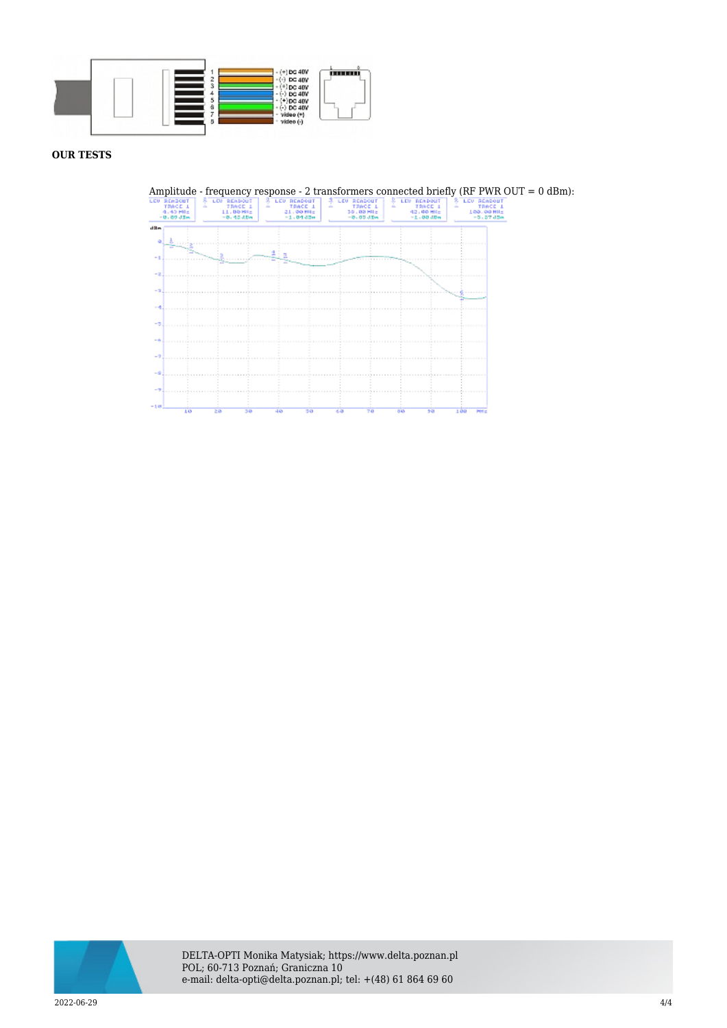1 2 3 4 5 6 7 8

- (+) DC 40V
- (-) DC 40V
- (+) DC 40V
- (-) DC 40V
- (+) DC 40V
- (-) DC 40V
- video (+)
- video (-)

**OUR TESTS**

Amplitude - frequency response - 2 transformers connected briefly (RF PWR OUT = 0 dBm):